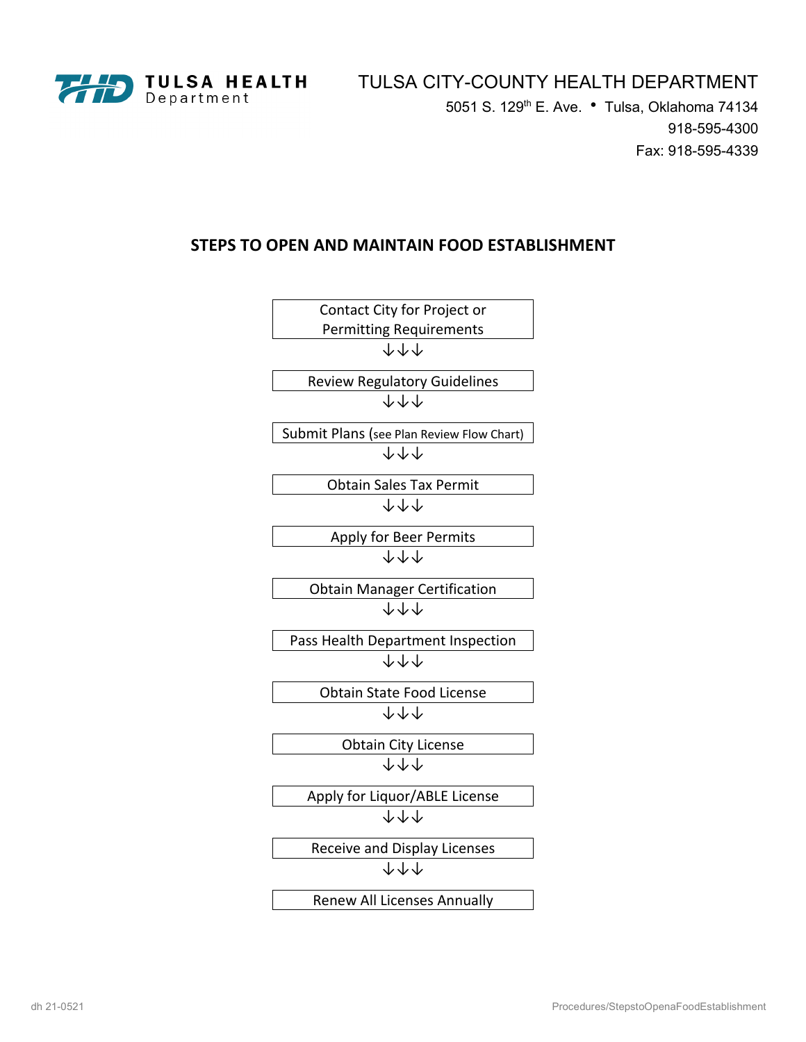TULSA HEALTH Department

# TULSA CITY-COUNTY HEALTH DEPARTMENT

5051 S. 129th E. Ave. • Tulsa, Oklahoma 74134
918-595-4300
Fax: 918-595-4339

## STEPS TO OPEN AND MAINTAIN FOOD ESTABLISHMENT

Contact City for Project or Permitting Requirements

↓↓↓

Review Regulatory Guidelines

↓↓↓

Submit Plans (see Plan Review Flow Chart)

↓↓↓

Obtain Sales Tax Permit

↓↓↓

Apply for Beer Permits

↓↓↓

Obtain Manager Certification

↓↓↓

Pass Health Department Inspection

↓↓↓

Obtain State Food License

↓↓↓

Obtain City License

↓↓↓

Apply for Liquor/ABLE License

↓↓↓

Receive and Display Licenses

↓↓↓

Renew All Licenses Annually

dh 21-0521

Procedures/StepstoOpenaFoodEstablishment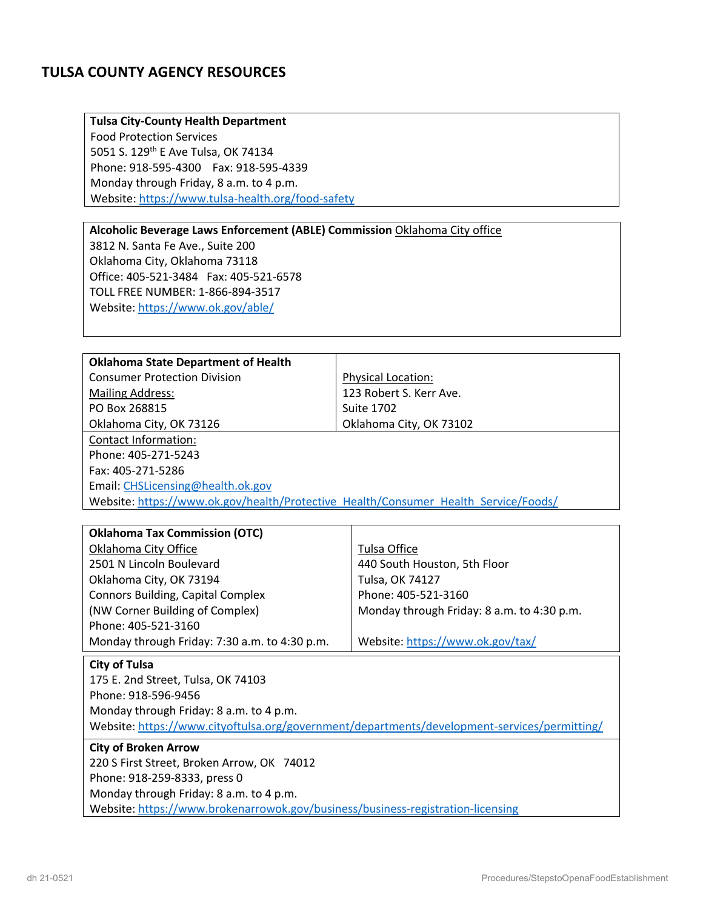## TULSA COUNTY AGENCY RESOURCES

**Tulsa City-County Health Department**
Food Protection Services
5051 S. 129th E Ave Tulsa, OK 74134
Phone: 918-595-4300 Fax: 918-595-4339
Monday through Friday, 8 a.m. to 4 p.m.
Website: https://www.tulsa-health.org/food-safety

**Alcoholic Beverage Laws Enforcement (ABLE) Commission** Oklahoma City office
3812 N. Santa Fe Ave., Suite 200
Oklahoma City, Oklahoma 73118
Office: 405-521-3484 Fax: 405-521-6578
TOLL FREE NUMBER: 1-866-894-3517
Website: https://www.ok.gov/able/

**Oklahoma State Department of Health**
Consumer Protection Division

Mailing Address:
PO Box 268815
Oklahoma City, OK 73126

Physical Location:
123 Robert S. Kerr Ave.
Suite 1702
Oklahoma City, OK 73102

Contact Information:
Phone: 405-271-5243
Fax: 405-271-5286
Email: CHSLicensing@health.ok.gov
Website: https://www.ok.gov/health/Protective_Health/Consumer_Health_Service/Foods/

**Oklahoma Tax Commission (OTC)**

Oklahoma City Office
2501 N Lincoln Boulevard
Oklahoma City, OK 73194
Connors Building, Capital Complex
(NW Corner Building of Complex)
Phone: 405-521-3160
Monday through Friday: 7:30 a.m. to 4:30 p.m.

Tulsa Office
440 South Houston, 5th Floor
Tulsa, OK 74127
Phone: 405-521-3160
Monday through Friday: 8 a.m. to 4:30 p.m.

Website: https://www.ok.gov/tax/

**City of Tulsa**
175 E. 2nd Street, Tulsa, OK 74103
Phone: 918-596-9456
Monday through Friday: 8 a.m. to 4 p.m.
Website: https://www.cityoftulsa.org/government/departments/development-services/permitting/

**City of Broken Arrow**
220 S First Street, Broken Arrow, OK 74012
Phone: 918-259-8333, press 0
Monday through Friday: 8 a.m. to 4 p.m.
Website: https://www.brokenarrowok.gov/business/business-registration-licensing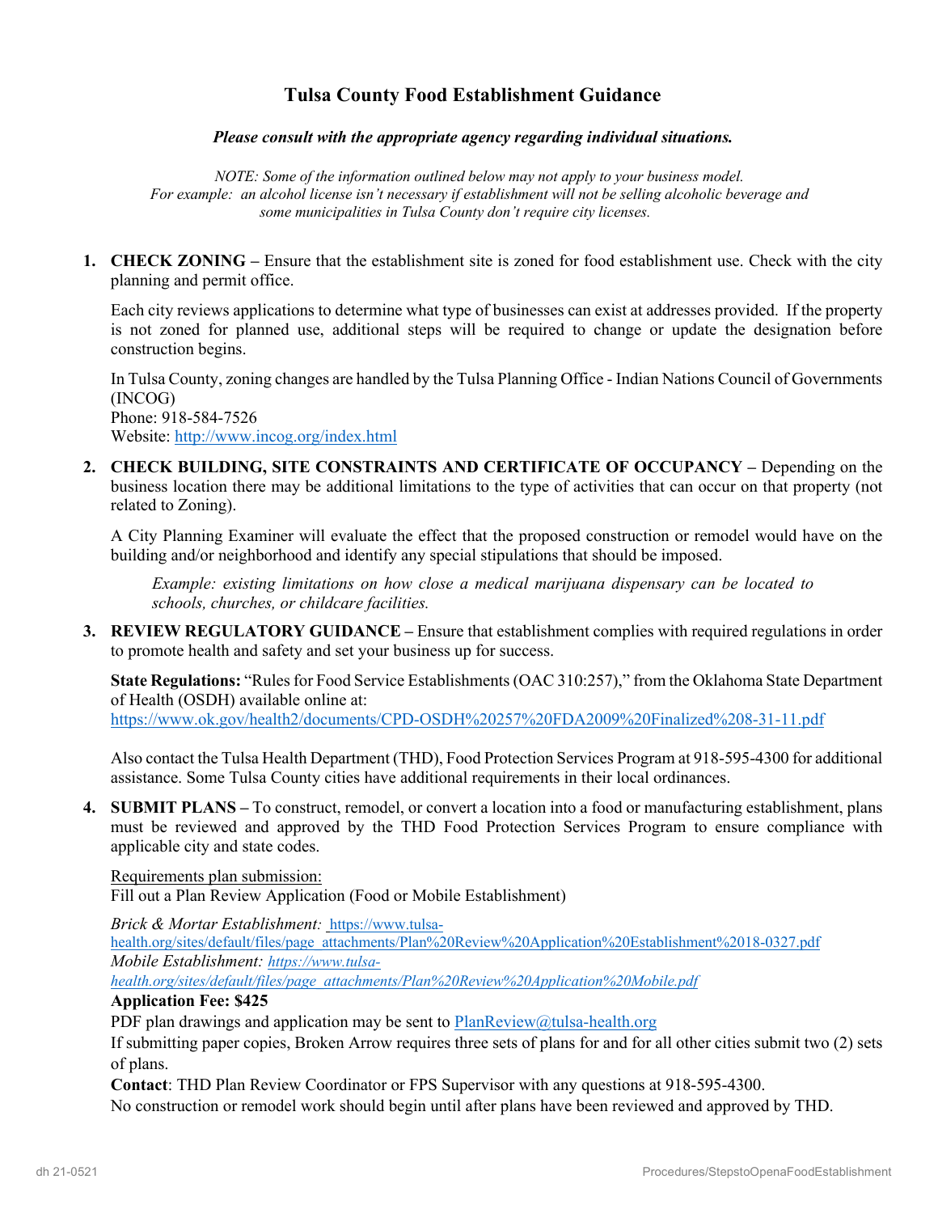# Tulsa County Food Establishment Guidance

***Please consult with the appropriate agency regarding individual situations.***

*NOTE: Some of the information outlined below may not apply to your business model. For example: an alcohol license isn't necessary if establishment will not be selling alcoholic beverage and some municipalities in Tulsa County don't require city licenses.*

1. **CHECK ZONING –** Ensure that the establishment site is zoned for food establishment use. Check with the city planning and permit office.

   Each city reviews applications to determine what type of businesses can exist at addresses provided. If the property is not zoned for planned use, additional steps will be required to change or update the designation before construction begins.

   In Tulsa County, zoning changes are handled by the Tulsa Planning Office - Indian Nations Council of Governments (INCOG)
   Phone: 918-584-7526
   Website: http://www.incog.org/index.html

2. **CHECK BUILDING, SITE CONSTRAINTS AND CERTIFICATE OF OCCUPANCY –** Depending on the business location there may be additional limitations to the type of activities that can occur on that property (not related to Zoning).

   A City Planning Examiner will evaluate the effect that the proposed construction or remodel would have on the building and/or neighborhood and identify any special stipulations that should be imposed.

   *Example: existing limitations on how close a medical marijuana dispensary can be located to schools, churches, or childcare facilities.*

3. **REVIEW REGULATORY GUIDANCE –** Ensure that establishment complies with required regulations in order to promote health and safety and set your business up for success.

   **State Regulations:** "Rules for Food Service Establishments (OAC 310:257)," from the Oklahoma State Department of Health (OSDH) available online at:
   https://www.ok.gov/health2/documents/CPD-OSDH%20257%20FDA2009%20Finalized%208-31-11.pdf

   Also contact the Tulsa Health Department (THD), Food Protection Services Program at 918-595-4300 for additional assistance. Some Tulsa County cities have additional requirements in their local ordinances.

4. **SUBMIT PLANS –** To construct, remodel, or convert a location into a food or manufacturing establishment, plans must be reviewed and approved by the THD Food Protection Services Program to ensure compliance with applicable city and state codes.

   Requirements plan submission:
   Fill out a Plan Review Application (Food or Mobile Establishment)

   *Brick & Mortar Establishment:* https://www.tulsa-health.org/sites/default/files/page_attachments/Plan%20Review%20Application%20Establishment%2018-0327.pdf
   *Mobile Establishment:* *https://www.tulsa-health.org/sites/default/files/page_attachments/Plan%20Review%20Application%20Mobile.pdf*

   **Application Fee: $425**
   PDF plan drawings and application may be sent to PlanReview@tulsa-health.org
   If submitting paper copies, Broken Arrow requires three sets of plans for and for all other cities submit two (2) sets of plans.
   **Contact**: THD Plan Review Coordinator or FPS Supervisor with any questions at 918-595-4300.
   No construction or remodel work should begin until after plans have been reviewed and approved by THD.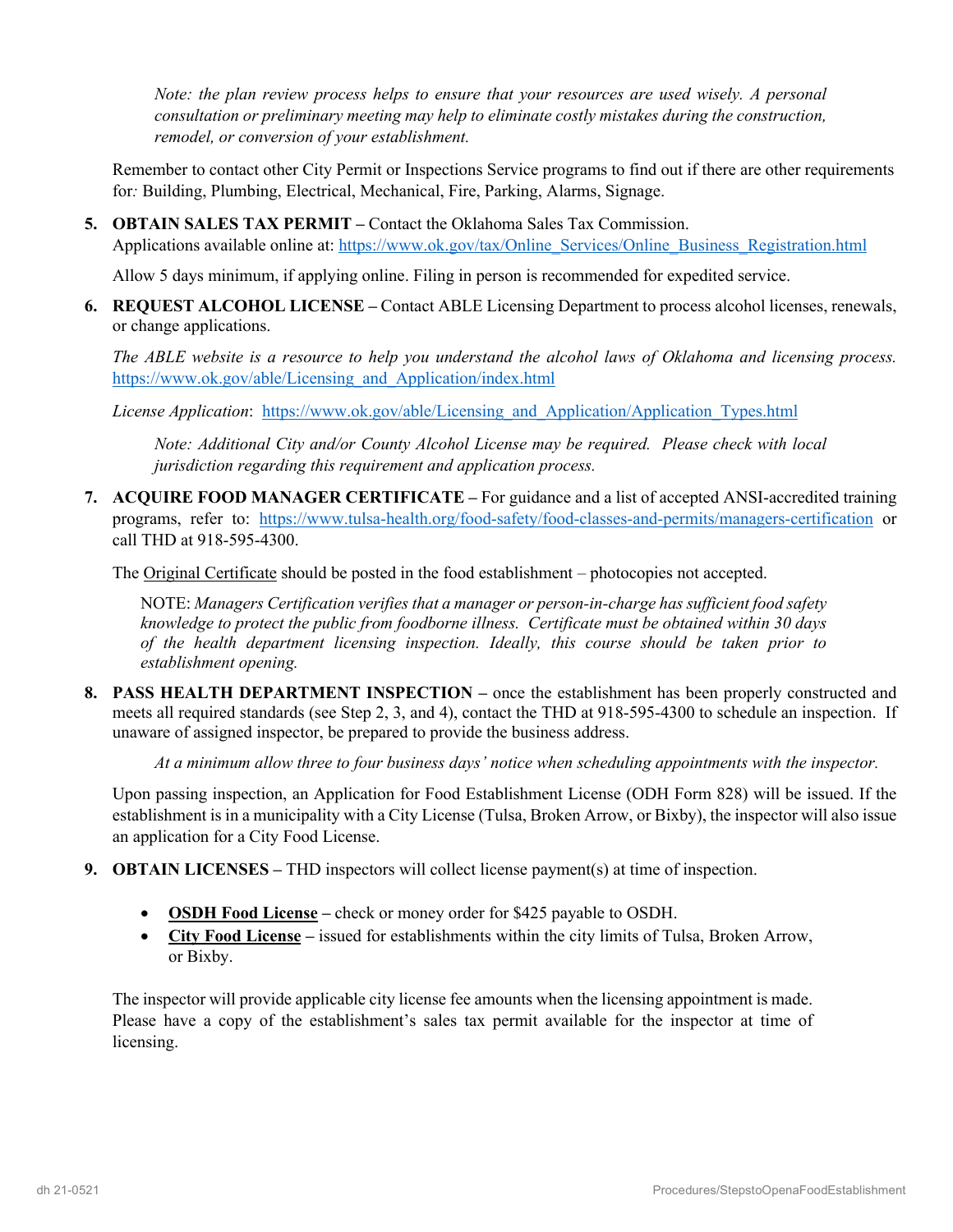*Note: the plan review process helps to ensure that your resources are used wisely. A personal consultation or preliminary meeting may help to eliminate costly mistakes during the construction, remodel, or conversion of your establishment.*

Remember to contact other City Permit or Inspections Service programs to find out if there are other requirements for*:* Building, Plumbing, Electrical, Mechanical, Fire, Parking, Alarms, Signage.

5. **OBTAIN SALES TAX PERMIT –** Contact the Oklahoma Sales Tax Commission.
   Applications available online at: https://www.ok.gov/tax/Online_Services/Online_Business_Registration.html

   Allow 5 days minimum, if applying online. Filing in person is recommended for expedited service.

6. **REQUEST ALCOHOL LICENSE –** Contact ABLE Licensing Department to process alcohol licenses, renewals, or change applications.

   *The ABLE website is a resource to help you understand the alcohol laws of Oklahoma and licensing process.* https://www.ok.gov/able/Licensing_and_Application/index.html

   *License Application*: https://www.ok.gov/able/Licensing_and_Application/Application_Types.html

   *Note: Additional City and/or County Alcohol License may be required. Please check with local jurisdiction regarding this requirement and application process.*

7. **ACQUIRE FOOD MANAGER CERTIFICATE –** For guidance and a list of accepted ANSI-accredited training programs, refer to: https://www.tulsa-health.org/food-safety/food-classes-and-permits/managers-certification or call THD at 918-595-4300.

   The Original Certificate should be posted in the food establishment – photocopies not accepted.

   NOTE: *Managers Certification verifies that a manager or person-in-charge has sufficient food safety knowledge to protect the public from foodborne illness. Certificate must be obtained within 30 days of the health department licensing inspection. Ideally, this course should be taken prior to establishment opening.*

8. **PASS HEALTH DEPARTMENT INSPECTION –** once the establishment has been properly constructed and meets all required standards (see Step 2, 3, and 4), contact the THD at 918-595-4300 to schedule an inspection. If unaware of assigned inspector, be prepared to provide the business address.

   *At a minimum allow three to four business days' notice when scheduling appointments with the inspector.*

   Upon passing inspection, an Application for Food Establishment License (ODH Form 828) will be issued. If the establishment is in a municipality with a City License (Tulsa, Broken Arrow, or Bixby), the inspector will also issue an application for a City Food License.

9. **OBTAIN LICENSES –** THD inspectors will collect license payment(s) at time of inspection.

   - **OSDH Food License –** check or money order for $425 payable to OSDH.
   - **City Food License –** issued for establishments within the city limits of Tulsa, Broken Arrow, or Bixby.

   The inspector will provide applicable city license fee amounts when the licensing appointment is made. Please have a copy of the establishment's sales tax permit available for the inspector at time of licensing.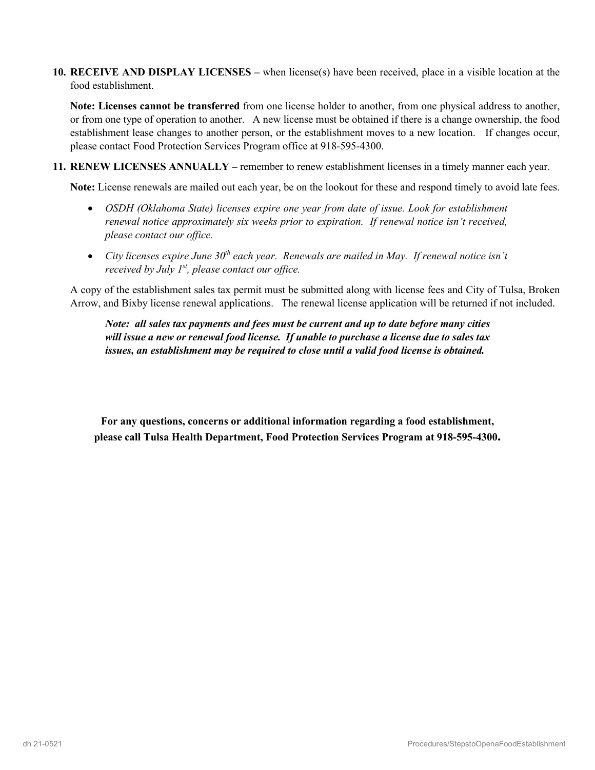10. **RECEIVE AND DISPLAY LICENSES –** when license(s) have been received, place in a visible location at the food establishment.

    **Note: Licenses cannot be transferred** from one license holder to another, from one physical address to another, or from one type of operation to another. A new license must be obtained if there is a change ownership, the food establishment lease changes to another person, or the establishment moves to a new location. If changes occur, please contact Food Protection Services Program office at 918-595-4300.

11. **RENEW LICENSES ANNUALLY –** remember to renew establishment licenses in a timely manner each year.

    **Note:** License renewals are mailed out each year, be on the lookout for these and respond timely to avoid late fees.

    - *OSDH (Oklahoma State) licenses expire one year from date of issue. Look for establishment renewal notice approximately six weeks prior to expiration. If renewal notice isn't received, please contact our office.*
    - *City licenses expire June 30th each year. Renewals are mailed in May. If renewal notice isn't received by July 1st, please contact our office.*

    A copy of the establishment sales tax permit must be submitted along with license fees and City of Tulsa, Broken Arrow, and Bixby license renewal applications. The renewal license application will be returned if not included.

    ***Note: all sales tax payments and fees must be current and up to date before many cities will issue a new or renewal food license. If unable to purchase a license due to sales tax issues, an establishment may be required to close until a valid food license is obtained.***

**For any questions, concerns or additional information regarding a food establishment, please call Tulsa Health Department, Food Protection Services Program at 918-595-4300.**

dh 21-0521

Procedures/StepstoOpenaFoodEstablishment